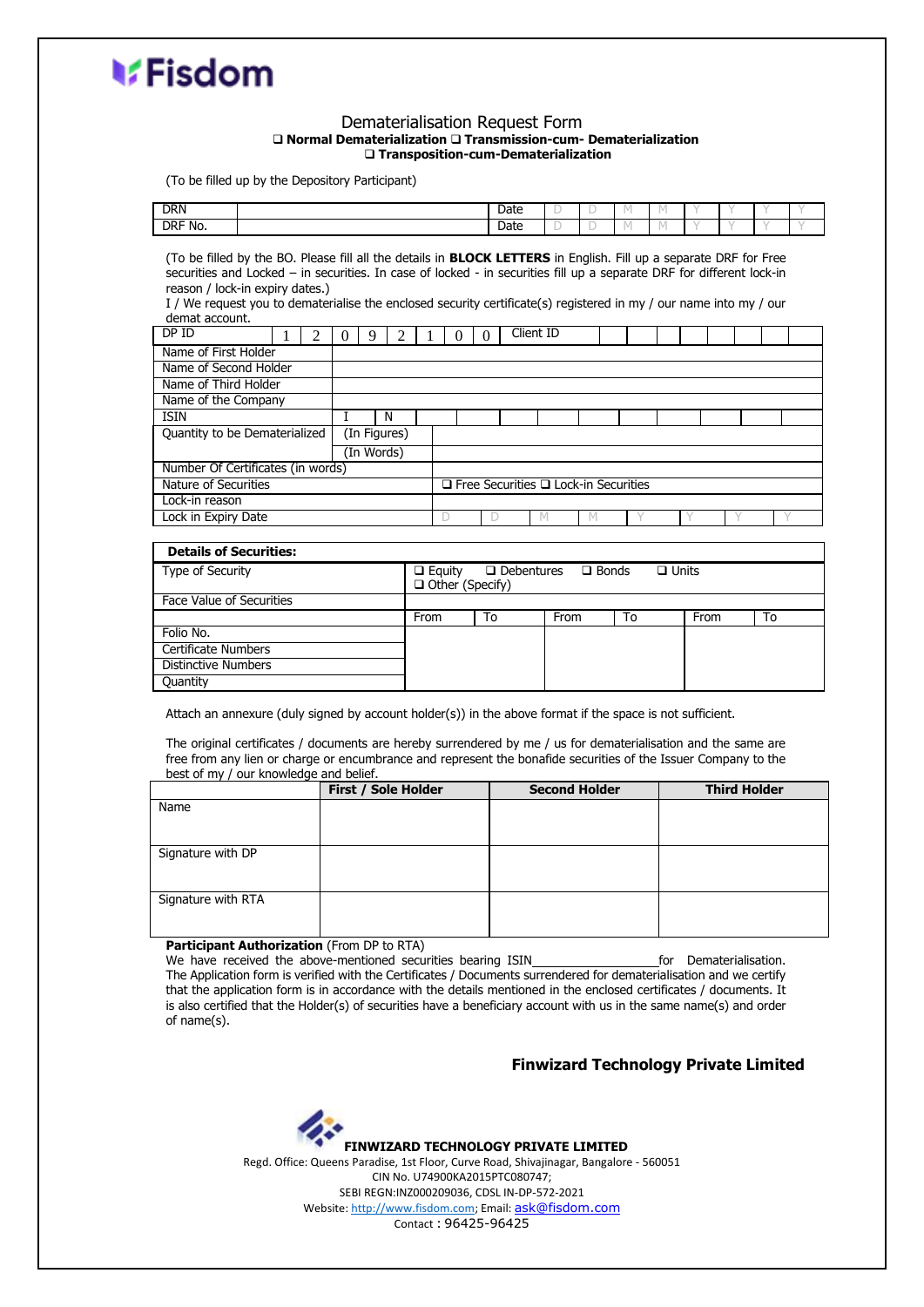# Fisdom

## Dematerialisation Request Form

**❑ Normal Dematerialization ❑ Transmission-cum- Dematerialization**
**❑ Transposition-cum-Dematerialization**

(To be filled up by the Depository Participant)

| DRN | | Date | D | D | M | M | Y | Y | Y | Y |
|---|---|---|---|---|---|---|---|---|---|---|
| DRF No. | | Date | D | D | M | M | Y | Y | Y | Y |

(To be filled by the BO. Please fill all the details in **BLOCK LETTERS** in English. Fill up a separate DRF for Free securities and Locked – in securities. In case of locked - in securities fill up a separate DRF for different lock-in reason / lock-in expiry dates.)

I / We request you to dematerialise the enclosed security certificate(s) registered in my / our name into my / our demat account.

| DP ID | 1 | 2 | 0 | 9 | 2 | 1 | 0 | 0 | Client ID | | | | | | | | |
|---|---|---|---|---|---|---|---|---|---|---|---|---|---|---|---|---|---|
| Name of First Holder | | | | | | | | | | | | | | | | | |
| Name of Second Holder | | | | | | | | | | | | | | | | | |
| Name of Third Holder | | | | | | | | | | | | | | | | | |
| Name of the Company | | | | | | | | | | | | | | | | | |
| ISIN | I | N | | | | | | | | | | | | | | | |
| Quantity to be Dematerialized | (In Figures) | | | | | | | | | | | | | | | | |
| | (In Words) | | | | | | | | | | | | | | | | |
| Number Of Certificates (in words) | | | | | | | | | | | | | | | | | |
| Nature of Securities | | | ❑ Free Securities ❑ Lock-in Securities | | | | | | | | | | | | | | |
| Lock-in reason | | | | | | | | | | | | | | | | | |
| Lock in Expiry Date | | | D | D | M | M | Y | Y | Y | Y | | | | | | | |

| **Details of Securities:** | | | | | | |
|---|---|---|---|---|---|---|
| Type of Security | ❑ Equity ❑ Debentures ❑ Bonds ❑ Units ❑ Other (Specify) | | | | | |
| Face Value of Securities | | | | | | |
| | From | To | From | To | From | To |
| Folio No. | | | | | | |
| Certificate Numbers | | | | | | |
| Distinctive Numbers | | | | | | |
| Quantity | | | | | | |

Attach an annexure (duly signed by account holder(s)) in the above format if the space is not sufficient.

The original certificates / documents are hereby surrendered by me / us for dematerialisation and the same are free from any lien or charge or encumbrance and represent the bonafide securities of the Issuer Company to the best of my / our knowledge and belief.

| | **First / Sole Holder** | **Second Holder** | **Third Holder** |
|---|---|---|---|
| Name | | | |
| Signature with DP | | | |
| Signature with RTA | | | |

**Participant Authorization** (From DP to RTA)
We have received the above-mentioned securities bearing ISIN__________________ for Dematerialisation. The Application form is verified with the Certificates / Documents surrendered for dematerialisation and we certify that the application form is in accordance with the details mentioned in the enclosed certificates / documents. It is also certified that the Holder(s) of securities have a beneficiary account with us in the same name(s) and order of name(s).

**Finwizard Technology Private Limited**

**FINWIZARD TECHNOLOGY PRIVATE LIMITED**
Regd. Office: Queens Paradise, 1st Floor, Curve Road, Shivajinagar, Bangalore - 560051
CIN No. U74900KA2015PTC080747;
SEBI REGN:INZ000209036, CDSL IN-DP-572-2021
Website: http://www.fisdom.com; Email: ask@fisdom.com
Contact : 96425-96425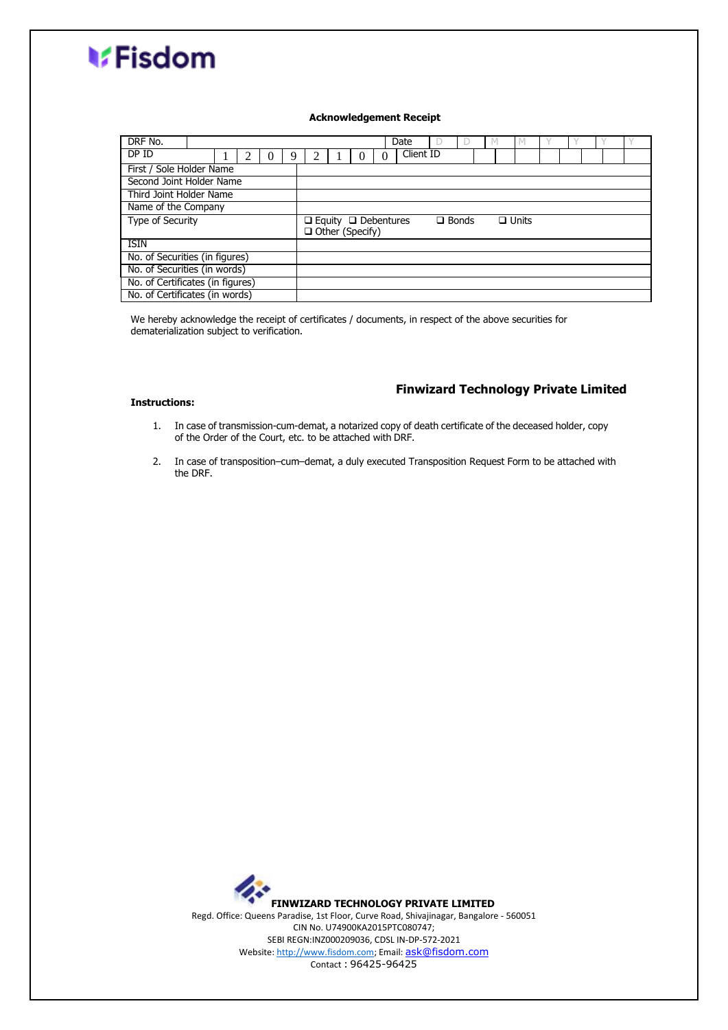Fisdom

### Acknowledgement Receipt

| | | | | | | | | | | | | | | | | | | | | |
|---|---|---|---|---|---|---|---|---|---|---|---|---|---|---|---|---|---|---|---|---|
| DRF No. | | | | | | | | | Date | D | D | M | M | Y | Y | Y | Y | | | |
| DP ID | 1 | 2 | 0 | 9 | 2 | 1 | 0 | 0 | Client ID | | | | | | | | | | | |
| First / Sole Holder Name | | | | | | | | | | | | | | | | | | | | |
| Second Joint Holder Name | | | | | | | | | | | | | | | | | | | | |
| Third Joint Holder Name | | | | | | | | | | | | | | | | | | | | |
| Name of the Company | | | | | | | | | | | | | | | | | | | | |
| Type of Security | ❑ Equity ❑ Debentures ❑ Bonds ❑ Units ❑ Other (Specify) | | | | | | | | | | | | | | | | | | | |
| ISIN | | | | | | | | | | | | | | | | | | | | |
| No. of Securities (in figures) | | | | | | | | | | | | | | | | | | | | |
| No. of Securities (in words) | | | | | | | | | | | | | | | | | | | | |
| No. of Certificates (in figures) | | | | | | | | | | | | | | | | | | | | |
| No. of Certificates (in words) | | | | | | | | | | | | | | | | | | | | |

We hereby acknowledge the receipt of certificates / documents, in respect of the above securities for dematerialization subject to verification.

**Finwizard Technology Private Limited**

**Instructions:**

1. In case of transmission-cum-demat, a notarized copy of death certificate of the deceased holder, copy of the Order of the Court, etc. to be attached with DRF.
2. In case of transposition–cum–demat, a duly executed Transposition Request Form to be attached with the DRF.

**FINWIZARD TECHNOLOGY PRIVATE LIMITED**
Regd. Office: Queens Paradise, 1st Floor, Curve Road, Shivajinagar, Bangalore - 560051
CIN No. U74900KA2015PTC080747;
SEBI REGN:INZ000209036, CDSL IN-DP-572-2021
Website: http://www.fisdom.com; Email: ask@fisdom.com
Contact : 96425-96425